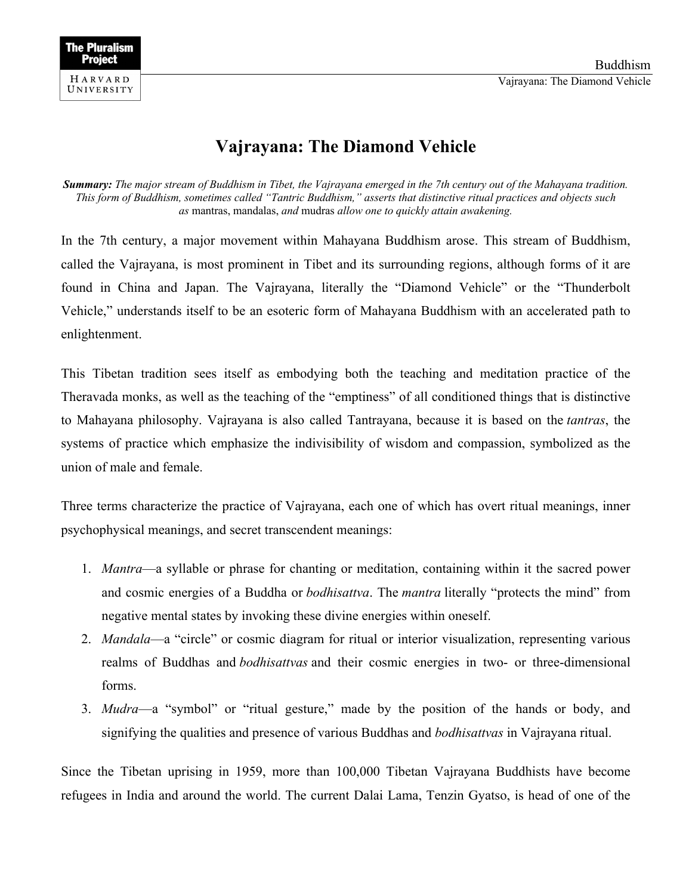# Vajrayana: The Diamond Vehicle

***Summary:** The major stream of Buddhism in Tibet, the Vajrayana emerged in the 7th century out of the Mahayana tradition. This form of Buddhism, sometimes called "Tantric Buddhism," asserts that distinctive ritual practices and objects such as* mantras, mandalas, *and* mudras *allow one to quickly attain awakening.*

In the 7th century, a major movement within Mahayana Buddhism arose. This stream of Buddhism, called the Vajrayana, is most prominent in Tibet and its surrounding regions, although forms of it are found in China and Japan. The Vajrayana, literally the "Diamond Vehicle" or the "Thunderbolt Vehicle," understands itself to be an esoteric form of Mahayana Buddhism with an accelerated path to enlightenment.

This Tibetan tradition sees itself as embodying both the teaching and meditation practice of the Theravada monks, as well as the teaching of the "emptiness" of all conditioned things that is distinctive to Mahayana philosophy. Vajrayana is also called Tantrayana, because it is based on the *tantras*, the systems of practice which emphasize the indivisibility of wisdom and compassion, symbolized as the union of male and female.

Three terms characterize the practice of Vajrayana, each one of which has overt ritual meanings, inner psychophysical meanings, and secret transcendent meanings:

1. *Mantra*—a syllable or phrase for chanting or meditation, containing within it the sacred power and cosmic energies of a Buddha or *bodhisattva*. The *mantra* literally "protects the mind" from negative mental states by invoking these divine energies within oneself.
2. *Mandala*—a "circle" or cosmic diagram for ritual or interior visualization, representing various realms of Buddhas and *bodhisattvas* and their cosmic energies in two- or three-dimensional forms.
3. *Mudra*—a "symbol" or "ritual gesture," made by the position of the hands or body, and signifying the qualities and presence of various Buddhas and *bodhisattvas* in Vajrayana ritual.

Since the Tibetan uprising in 1959, more than 100,000 Tibetan Vajrayana Buddhists have become refugees in India and around the world. The current Dalai Lama, Tenzin Gyatso, is head of one of the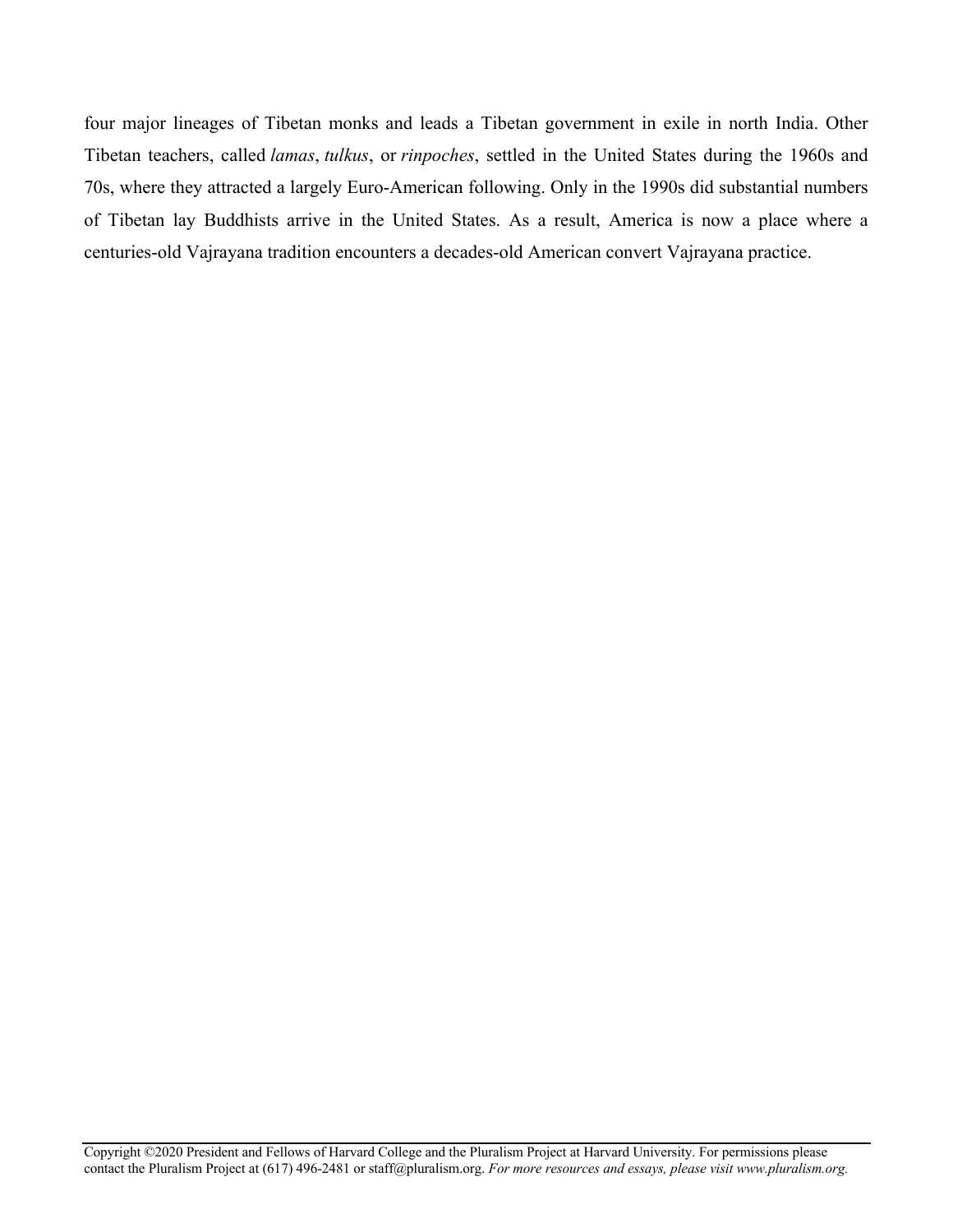four major lineages of Tibetan monks and leads a Tibetan government in exile in north India. Other Tibetan teachers, called *lamas*, *tulkus*, or *rinpoches*, settled in the United States during the 1960s and 70s, where they attracted a largely Euro-American following. Only in the 1990s did substantial numbers of Tibetan lay Buddhists arrive in the United States. As a result, America is now a place where a centuries-old Vajrayana tradition encounters a decades-old American convert Vajrayana practice.